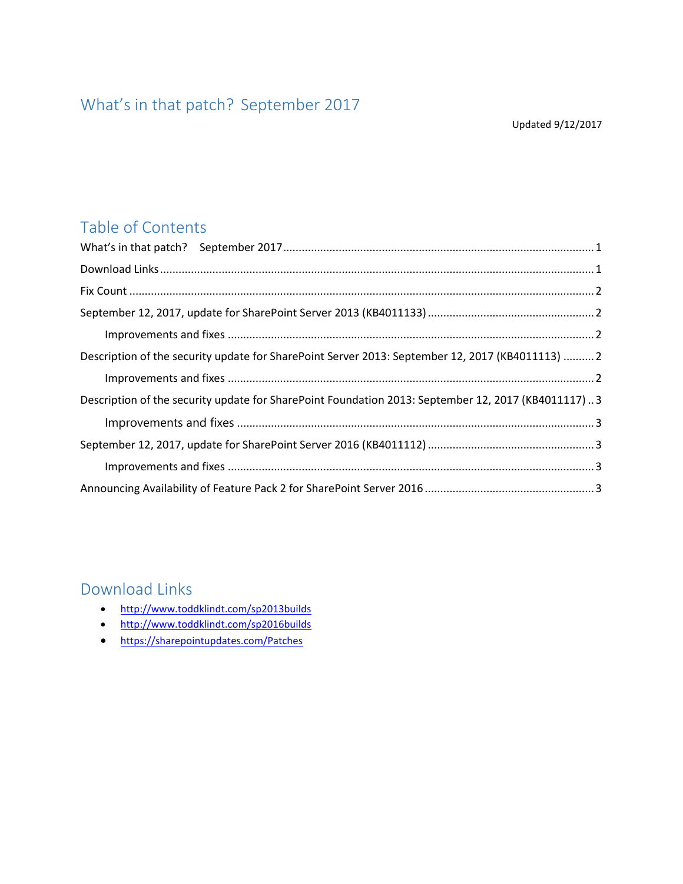# What's in that patch? September 2017

Updated 9/12/2017

## Table of Contents

What's in that patch? September 2017 .......... 1

Download Links .......... 1

Fix Count .......... 2

September 12, 2017, update for SharePoint Server 2013 (KB4011133) .......... 2

Improvements and fixes .......... 2

Description of the security update for SharePoint Server 2013: September 12, 2017 (KB4011113) .......... 2

Improvements and fixes .......... 2

Description of the security update for SharePoint Foundation 2013: September 12, 2017 (KB4011117) .. 3

Improvements and fixes .......... 3

September 12, 2017, update for SharePoint Server 2016 (KB4011112) .......... 3

Improvements and fixes .......... 3

Announcing Availability of Feature Pack 2 for SharePoint Server 2016 .......... 3

## Download Links

- http://www.toddklindt.com/sp2013builds
- http://www.toddklindt.com/sp2016builds
- https://sharepointupdates.com/Patches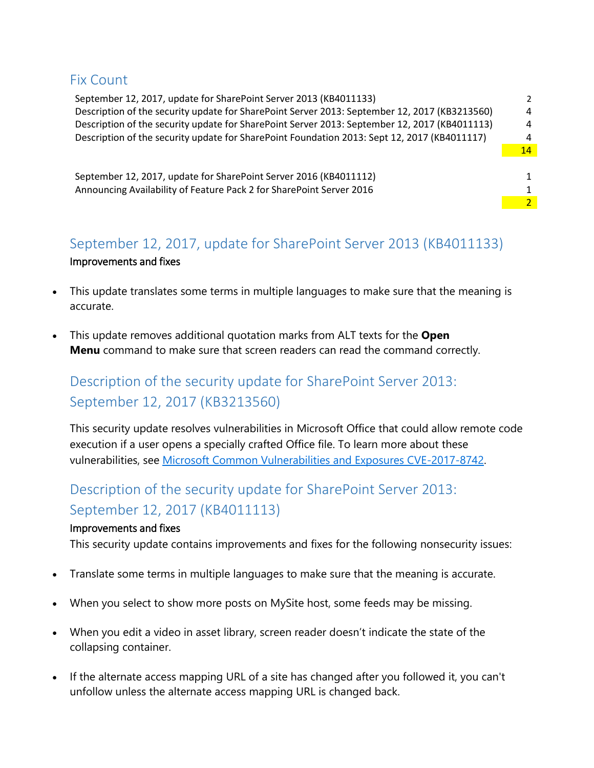## Fix Count

| | |
|---|---|
| September 12, 2017, update for SharePoint Server 2013 (KB4011133) | 2 |
| Description of the security update for SharePoint Server 2013: September 12, 2017 (KB3213560) | 4 |
| Description of the security update for SharePoint Server 2013: September 12, 2017 (KB4011113) | 4 |
| Description of the security update for SharePoint Foundation 2013: Sept 12, 2017 (KB4011117) | 4 |
| | 14 |

| | |
|---|---|
| September 12, 2017, update for SharePoint Server 2016 (KB4011112) | 1 |
| Announcing Availability of Feature Pack 2 for SharePoint Server 2016 | 1 |
| | 2 |

## September 12, 2017, update for SharePoint Server 2013 (KB4011133)

Improvements and fixes

- This update translates some terms in multiple languages to make sure that the meaning is accurate.
- This update removes additional quotation marks from ALT texts for the **Open Menu** command to make sure that screen readers can read the command correctly.

## Description of the security update for SharePoint Server 2013: September 12, 2017 (KB3213560)

This security update resolves vulnerabilities in Microsoft Office that could allow remote code execution if a user opens a specially crafted Office file. To learn more about these vulnerabilities, see Microsoft Common Vulnerabilities and Exposures CVE-2017-8742.

## Description of the security update for SharePoint Server 2013: September 12, 2017 (KB4011113)

Improvements and fixes

This security update contains improvements and fixes for the following nonsecurity issues:

- Translate some terms in multiple languages to make sure that the meaning is accurate.
- When you select to show more posts on MySite host, some feeds may be missing.
- When you edit a video in asset library, screen reader doesn't indicate the state of the collapsing container.
- If the alternate access mapping URL of a site has changed after you followed it, you can't unfollow unless the alternate access mapping URL is changed back.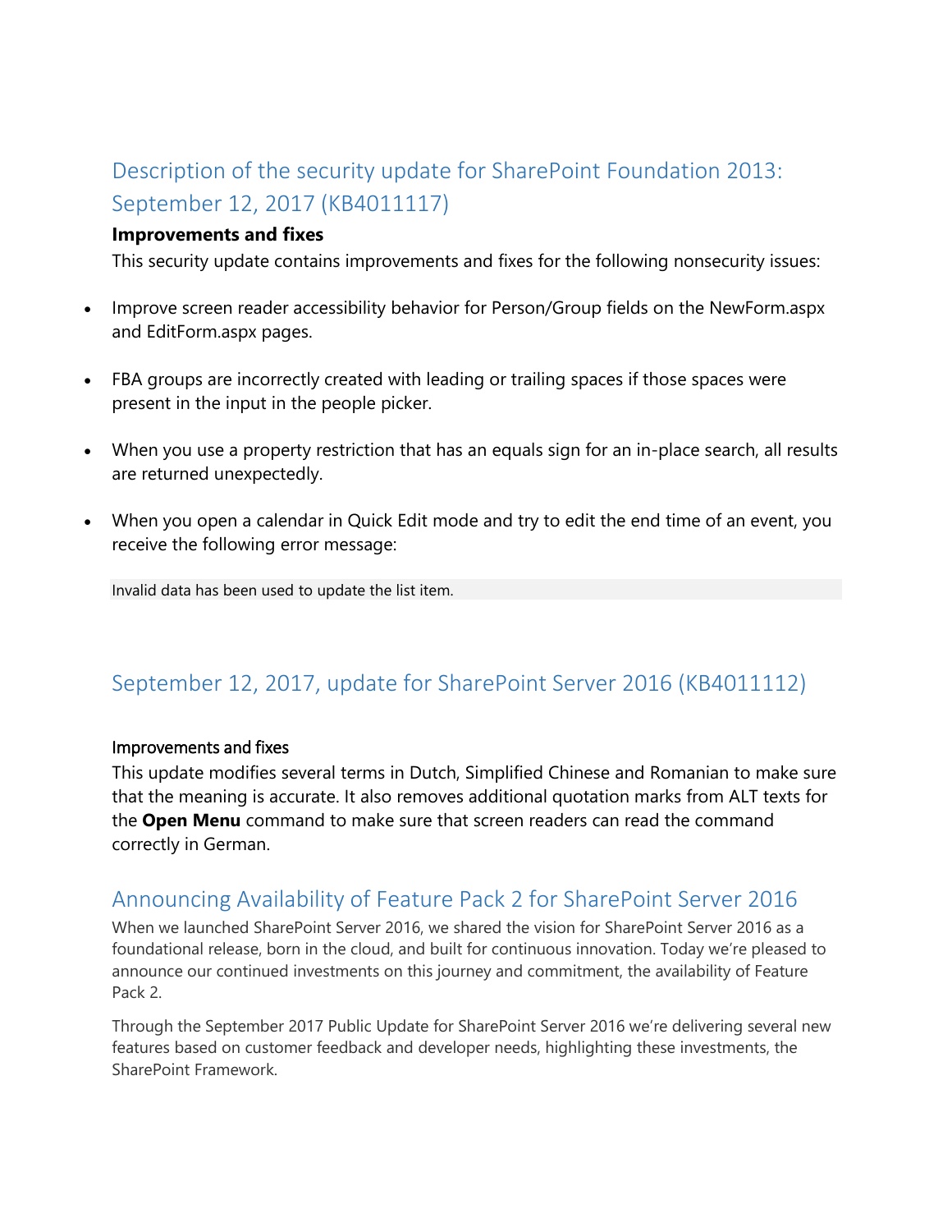## Description of the security update for SharePoint Foundation 2013: September 12, 2017 (KB4011117)

**Improvements and fixes**

This security update contains improvements and fixes for the following nonsecurity issues:

- Improve screen reader accessibility behavior for Person/Group fields on the NewForm.aspx and EditForm.aspx pages.
- FBA groups are incorrectly created with leading or trailing spaces if those spaces were present in the input in the people picker.
- When you use a property restriction that has an equals sign for an in-place search, all results are returned unexpectedly.
- When you open a calendar in Quick Edit mode and try to edit the end time of an event, you receive the following error message:

```
Invalid data has been used to update the list item.
```

## September 12, 2017, update for SharePoint Server 2016 (KB4011112)

Improvements and fixes

This update modifies several terms in Dutch, Simplified Chinese and Romanian to make sure that the meaning is accurate. It also removes additional quotation marks from ALT texts for the **Open Menu** command to make sure that screen readers can read the command correctly in German.

## Announcing Availability of Feature Pack 2 for SharePoint Server 2016

When we launched SharePoint Server 2016, we shared the vision for SharePoint Server 2016 as a foundational release, born in the cloud, and built for continuous innovation. Today we're pleased to announce our continued investments on this journey and commitment, the availability of Feature Pack 2.

Through the September 2017 Public Update for SharePoint Server 2016 we're delivering several new features based on customer feedback and developer needs, highlighting these investments, the SharePoint Framework.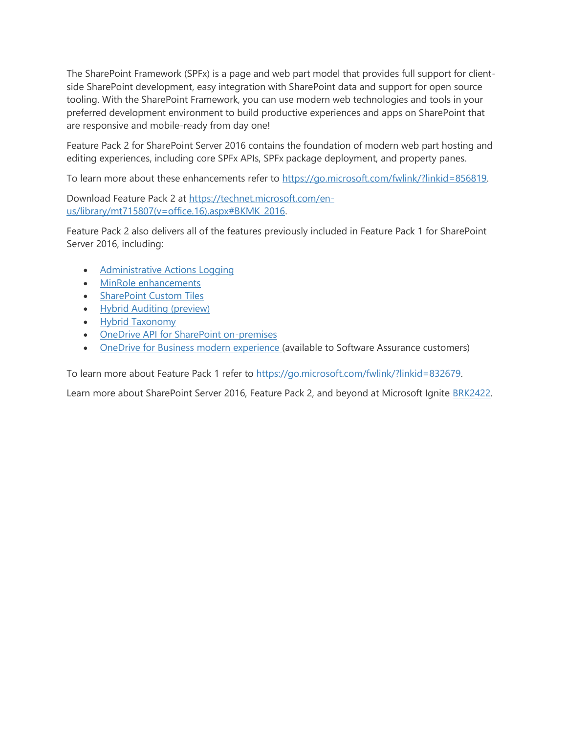The SharePoint Framework (SPFx) is a page and web part model that provides full support for client-side SharePoint development, easy integration with SharePoint data and support for open source tooling. With the SharePoint Framework, you can use modern web technologies and tools in your preferred development environment to build productive experiences and apps on SharePoint that are responsive and mobile-ready from day one!

Feature Pack 2 for SharePoint Server 2016 contains the foundation of modern web part hosting and editing experiences, including core SPFx APIs, SPFx package deployment, and property panes.

To learn more about these enhancements refer to https://go.microsoft.com/fwlink/?linkid=856819.

Download Feature Pack 2 at https://technet.microsoft.com/en-us/library/mt715807(v=office.16).aspx#BKMK_2016.

Feature Pack 2 also delivers all of the features previously included in Feature Pack 1 for SharePoint Server 2016, including:

- Administrative Actions Logging
- MinRole enhancements
- SharePoint Custom Tiles
- Hybrid Auditing (preview)
- Hybrid Taxonomy
- OneDrive API for SharePoint on-premises
- OneDrive for Business modern experience (available to Software Assurance customers)

To learn more about Feature Pack 1 refer to https://go.microsoft.com/fwlink/?linkid=832679.

Learn more about SharePoint Server 2016, Feature Pack 2, and beyond at Microsoft Ignite BRK2422.